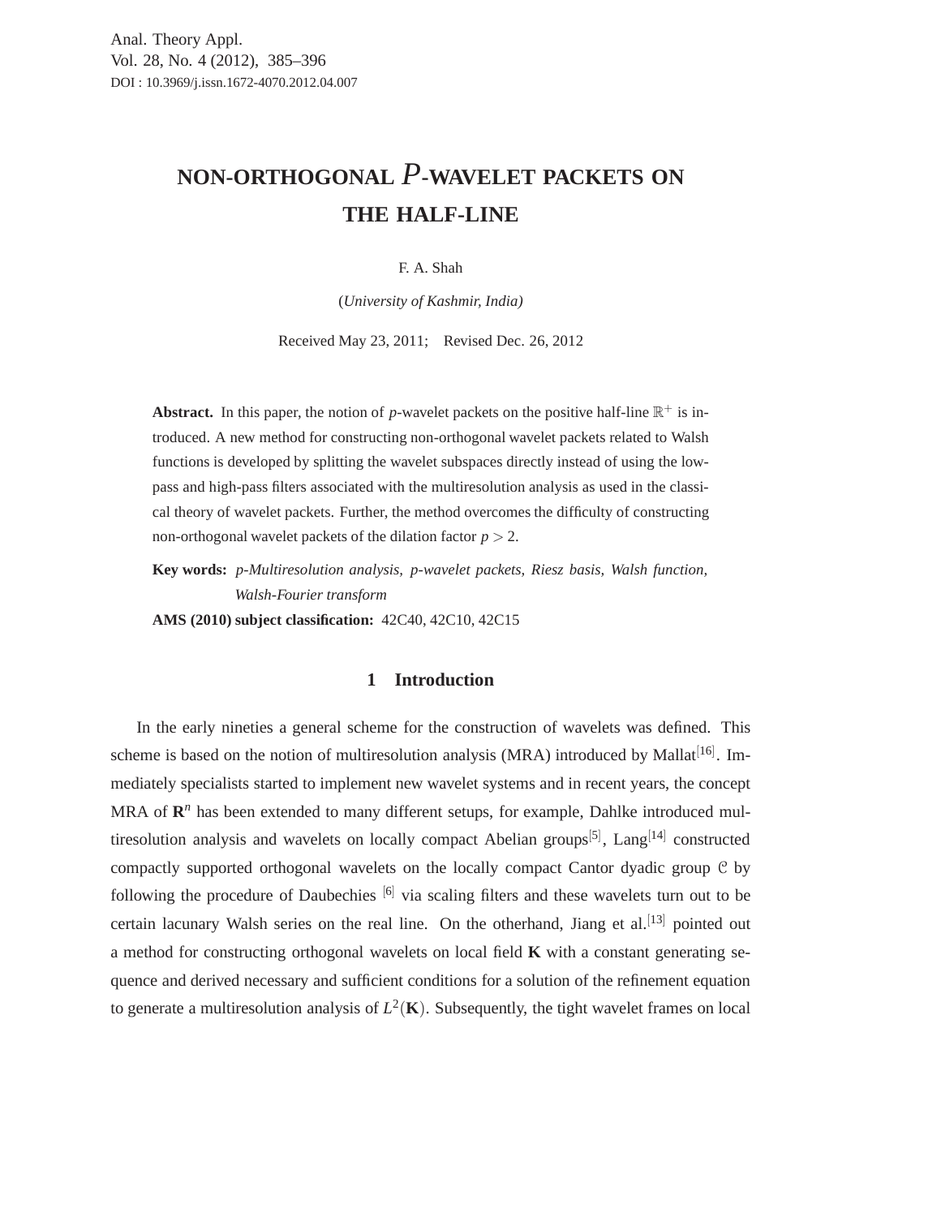# NON-ORTHOGONAL $P$-WAVELET PACKETS ON THE HALF-LINE

F. A. Shah

(*University of Kashmir, India)*

Received May 23, 2011; Revised Dec. 26, 2012

**Abstract.** In this paper, the notion of $p$-wavelet packets on the positive half-line $\mathbb{R}^+$ is introduced. A new method for constructing non-orthogonal wavelet packets related to Walsh functions is developed by splitting the wavelet subspaces directly instead of using the low-pass and high-pass filters associated with the multiresolution analysis as used in the classical theory of wavelet packets. Further, the method overcomes the difficulty of constructing non-orthogonal wavelet packets of the dilation factor $p > 2$.

**Key words:** *p-Multiresolution analysis, p-wavelet packets, Riesz basis, Walsh function, Walsh-Fourier transform*

**AMS (2010) subject classification:** 42C40, 42C10, 42C15

## 1 Introduction

In the early nineties a general scheme for the construction of wavelets was defined. This scheme is based on the notion of multiresolution analysis (MRA) introduced by Mallat[16]. Immediately specialists started to implement new wavelet systems and in recent years, the concept MRA of $\mathbf{R}^n$ has been extended to many different setups, for example, Dahlke introduced multiresolution analysis and wavelets on locally compact Abelian groups[5], Lang[14] constructed compactly supported orthogonal wavelets on the locally compact Cantor dyadic group $\mathcal{C}$ by following the procedure of Daubechies [6] via scaling filters and these wavelets turn out to be certain lacunary Walsh series on the real line. On the otherhand, Jiang et al.[13] pointed out a method for constructing orthogonal wavelets on local field $\mathbf{K}$ with a constant generating sequence and derived necessary and sufficient conditions for a solution of the refinement equation to generate a multiresolution analysis of $L^2(\mathbf{K})$. Subsequently, the tight wavelet frames on local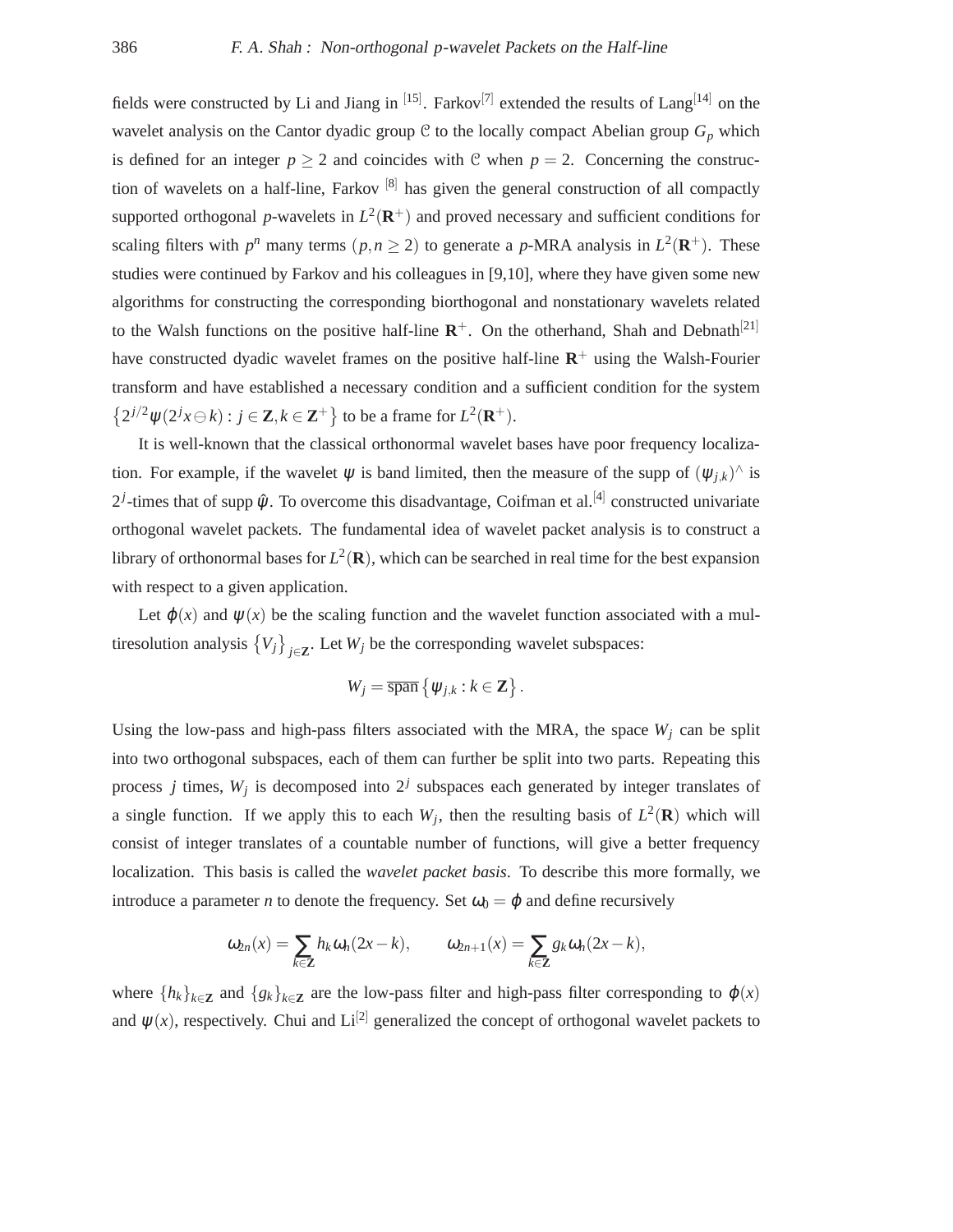fields were constructed by Li and Jiang in [15]. Farkov[7] extended the results of Lang[14] on the wavelet analysis on the Cantor dyadic group $\mathcal{C}$ to the locally compact Abelian group $G_p$ which is defined for an integer $p \geq 2$ and coincides with $\mathcal{C}$ when $p = 2$. Concerning the construction of wavelets on a half-line, Farkov [8] has given the general construction of all compactly supported orthogonal $p$-wavelets in $L^2(\mathbf{R}^+)$ and proved necessary and sufficient conditions for scaling filters with $p^n$ many terms $(p, n \geq 2)$ to generate a $p$-MRA analysis in $L^2(\mathbf{R}^+)$. These studies were continued by Farkov and his colleagues in [9,10], where they have given some new algorithms for constructing the corresponding biorthogonal and nonstationary wavelets related to the Walsh functions on the positive half-line $\mathbf{R}^+$. On the otherhand, Shah and Debnath[21] have constructed dyadic wavelet frames on the positive half-line $\mathbf{R}^+$ using the Walsh-Fourier transform and have established a necessary condition and a sufficient condition for the system $\left\{2^{j/2}\psi(2^j x \ominus k) : j \in \mathbf{Z}, k \in \mathbf{Z}^+\right\}$ to be a frame for $L^2(\mathbf{R}^+)$.

It is well-known that the classical orthonormal wavelet bases have poor frequency localization. For example, if the wavelet $\psi$ is band limited, then the measure of the supp of $(\psi_{j,k})^\wedge$ is $2^j$-times that of supp $\hat{\psi}$. To overcome this disadvantage, Coifman et al.[4] constructed univariate orthogonal wavelet packets. The fundamental idea of wavelet packet analysis is to construct a library of orthonormal bases for $L^2(\mathbf{R})$, which can be searched in real time for the best expansion with respect to a given application.

Let $\varphi(x)$ and $\psi(x)$ be the scaling function and the wavelet function associated with a multiresolution analysis $\left\{V_j\right\}_{j\in\mathbf{Z}}$. Let $W_j$ be the corresponding wavelet subspaces:

$$W_j = \overline{\operatorname{span}}\left\{\psi_{j,k} : k \in \mathbf{Z}\right\}.$$

Using the low-pass and high-pass filters associated with the MRA, the space $W_j$ can be split into two orthogonal subspaces, each of them can further be split into two parts. Repeating this process $j$ times, $W_j$ is decomposed into $2^j$ subspaces each generated by integer translates of a single function. If we apply this to each $W_j$, then the resulting basis of $L^2(\mathbf{R})$ which will consist of integer translates of a countable number of functions, will give a better frequency localization. This basis is called the *wavelet packet basis*. To describe this more formally, we introduce a parameter $n$ to denote the frequency. Set $\omega_0 = \varphi$ and define recursively

$$\omega_{2n}(x) = \sum_{k\in\mathbf{Z}} h_k \omega_n(2x-k), \qquad \omega_{2n+1}(x) = \sum_{k\in\mathbf{Z}} g_k \omega_n(2x-k),$$

where $\{h_k\}_{k\in\mathbf{Z}}$ and $\{g_k\}_{k\in\mathbf{Z}}$ are the low-pass filter and high-pass filter corresponding to $\varphi(x)$ and $\psi(x)$, respectively. Chui and Li[2] generalized the concept of orthogonal wavelet packets to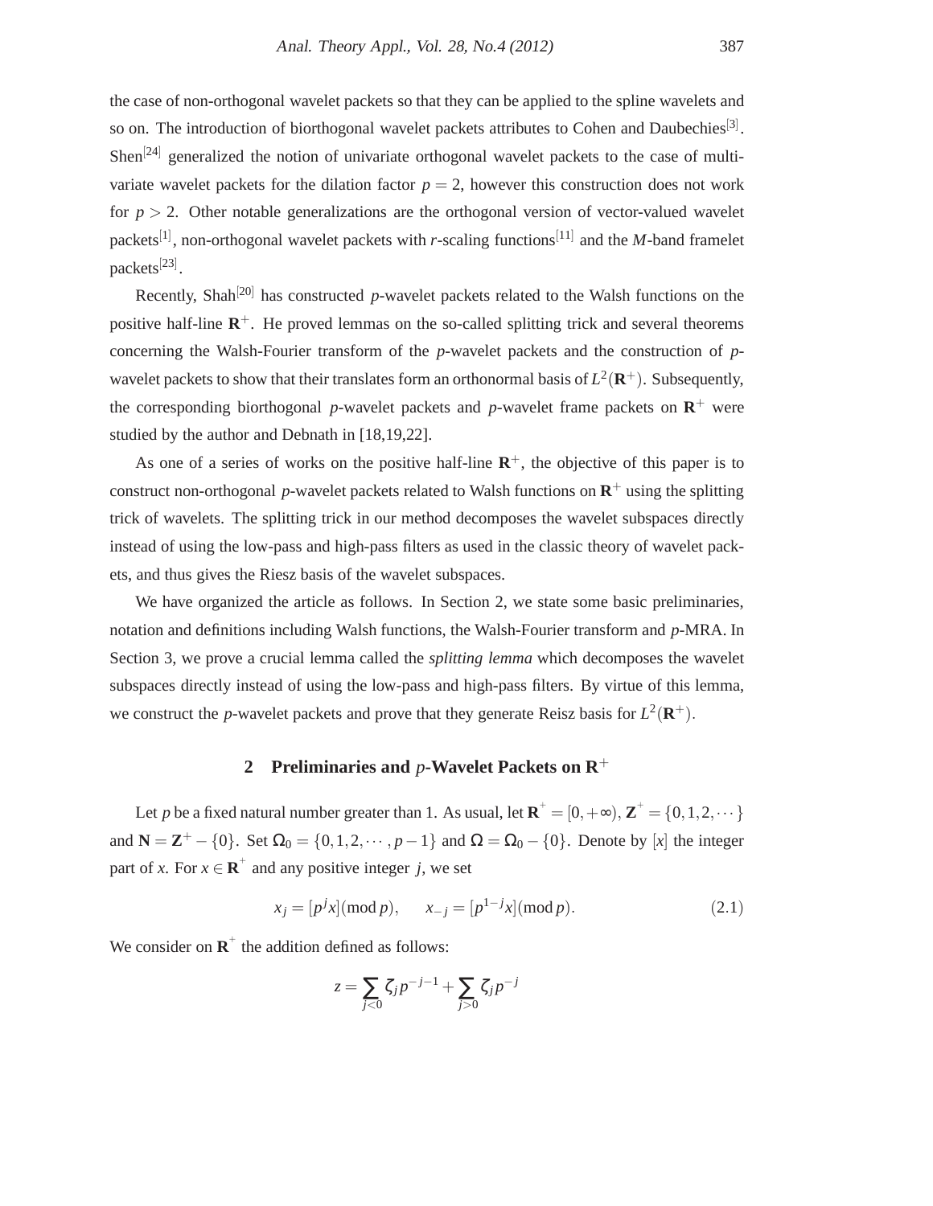the case of non-orthogonal wavelet packets so that they can be applied to the spline wavelets and so on. The introduction of biorthogonal wavelet packets attributes to Cohen and Daubechies[3]. Shen[24] generalized the notion of univariate orthogonal wavelet packets to the case of multivariate wavelet packets for the dilation factor $p = 2$, however this construction does not work for $p > 2$. Other notable generalizations are the orthogonal version of vector-valued wavelet packets[1], non-orthogonal wavelet packets with $r$-scaling functions[11] and the $M$-band framelet packets[23].

Recently, Shah[20] has constructed $p$-wavelet packets related to the Walsh functions on the positive half-line $\mathbf{R}^+$. He proved lemmas on the so-called splitting trick and several theorems concerning the Walsh-Fourier transform of the $p$-wavelet packets and the construction of $p$-wavelet packets to show that their translates form an orthonormal basis of $L^2(\mathbf{R}^+)$. Subsequently, the corresponding biorthogonal $p$-wavelet packets and $p$-wavelet frame packets on $\mathbf{R}^+$ were studied by the author and Debnath in [18,19,22].

As one of a series of works on the positive half-line $\mathbf{R}^+$, the objective of this paper is to construct non-orthogonal $p$-wavelet packets related to Walsh functions on $\mathbf{R}^+$ using the splitting trick of wavelets. The splitting trick in our method decomposes the wavelet subspaces directly instead of using the low-pass and high-pass filters as used in the classic theory of wavelet packets, and thus gives the Riesz basis of the wavelet subspaces.

We have organized the article as follows. In Section 2, we state some basic preliminaries, notation and definitions including Walsh functions, the Walsh-Fourier transform and $p$-MRA. In Section 3, we prove a crucial lemma called the *splitting lemma* which decomposes the wavelet subspaces directly instead of using the low-pass and high-pass filters. By virtue of this lemma, we construct the $p$-wavelet packets and prove that they generate Reisz basis for $L^2(\mathbf{R}^+)$.

## 2 Preliminaries and $p$-Wavelet Packets on $\mathbf{R}^+$

Let $p$ be a fixed natural number greater than 1. As usual, let $\mathbf{R}^+ = [0,+\infty)$, $\mathbf{Z}^+ = \{0,1,2,\cdots\}$ and $\mathbf{N} = \mathbf{Z}^+ - \{0\}$. Set $\Omega_0 = \{0,1,2,\cdots,p-1\}$ and $\Omega = \Omega_0 - \{0\}$. Denote by $[x]$ the integer part of $x$. For $x \in \mathbf{R}^+$ and any positive integer $j$, we set

$$x_j = [p^j x](\mathrm{mod}\, p), \qquad x_{-j} = [p^{1-j}x](\mathrm{mod}\, p). \tag{2.1}$$

We consider on $\mathbf{R}^+$ the addition defined as follows:

$$z = \sum_{j<0} \zeta_j p^{-j-1} + \sum_{j>0} \zeta_j p^{-j}$$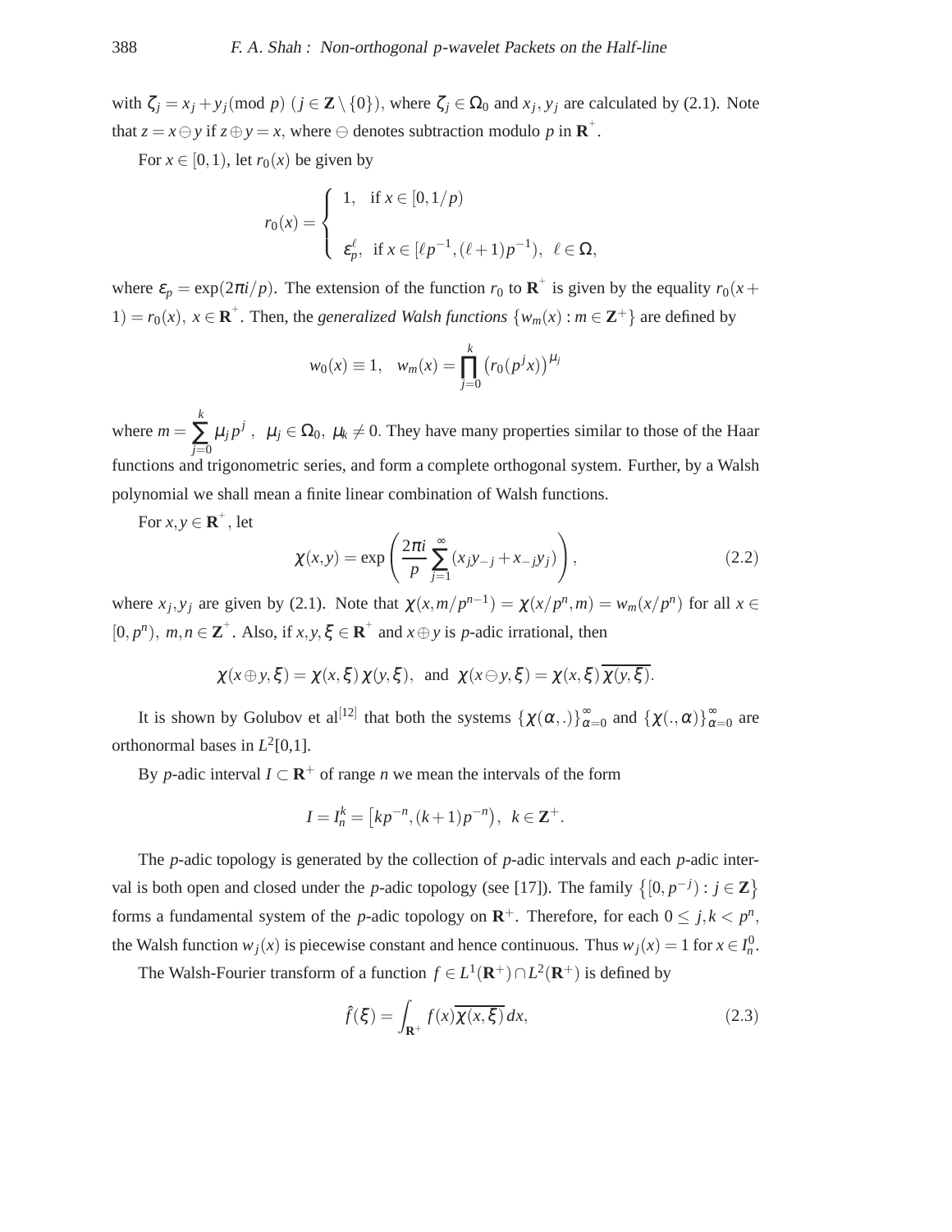with $\zeta_j = x_j + y_j (\text{mod } p)$ $(j \in \mathbf{Z} \setminus \{0\})$, where $\zeta_j \in \Omega_0$ and $x_j, y_j$ are calculated by (2.1). Note that $z = x \ominus y$ if $z \oplus y = x$, where $\ominus$ denotes subtraction modulo $p$ in $\mathbf{R}^+$.

For $x \in [0,1)$, let $r_0(x)$ be given by

$$
r_0(x) = \begin{cases} 1, & \text{if } x \in [0, 1/p) \\ \varepsilon_p^{\ell}, & \text{if } x \in [\ell p^{-1}, (\ell+1)p^{-1}), \;\; \ell \in \Omega, \end{cases}
$$

where $\varepsilon_p = \exp(2\pi i/p)$. The extension of the function $r_0$ to $\mathbf{R}^+$ is given by the equality $r_0(x + 1) = r_0(x)$, $x \in \mathbf{R}^+$. Then, the *generalized Walsh functions* $\{w_m(x) : m \in \mathbf{Z}^+\}$ are defined by

$$
w_0(x) \equiv 1, \quad w_m(x) = \prod_{j=0}^{k} \left(r_0(p^j x)\right)^{\mu_j}
$$

where $m = \sum_{j=0}^{k} \mu_j p^j$ , $\mu_j \in \Omega_0$, $\mu_k \neq 0$. They have many properties similar to those of the Haar functions and trigonometric series, and form a complete orthogonal system. Further, by a Walsh polynomial we shall mean a finite linear combination of Walsh functions.

For $x, y \in \mathbf{R}^+$, let

$$
\chi(x,y) = \exp\left(\frac{2\pi i}{p} \sum_{j=1}^{\infty} (x_j y_{-j} + x_{-j} y_j)\right), \tag{2.2}
$$

where $x_j, y_j$ are given by (2.1). Note that $\chi(x, m/p^{n-1}) = \chi(x/p^n, m) = w_m(x/p^n)$ for all $x \in [0, p^n)$, $m, n \in \mathbf{Z}^+$. Also, if $x, y, \xi \in \mathbf{R}^+$ and $x \oplus y$ is $p$-adic irrational, then

$$
\chi(x \oplus y, \xi) = \chi(x, \xi)\, \chi(y, \xi), \;\; \text{and} \;\; \chi(x \ominus y, \xi) = \chi(x, \xi)\, \overline{\chi(y, \xi)}.
$$

It is shown by Golubov et al[12] that both the systems $\{\chi(\alpha, .)\}_{\alpha=0}^{\infty}$ and $\{\chi(., \alpha)\}_{\alpha=0}^{\infty}$ are orthonormal bases in $L^2[0,1]$.

By $p$-adic interval $I \subset \mathbf{R}^+$ of range $n$ we mean the intervals of the form

$$
I = I_n^k = \left[kp^{-n}, (k+1)p^{-n}\right), \;\; k \in \mathbf{Z}^+.
$$

The $p$-adic topology is generated by the collection of $p$-adic intervals and each $p$-adic interval is both open and closed under the $p$-adic topology (see [17]). The family $\left\{[0, p^{-j}) : j \in \mathbf{Z}\right\}$ forms a fundamental system of the $p$-adic topology on $\mathbf{R}^+$. Therefore, for each $0 \le j, k < p^n$, the Walsh function $w_j(x)$ is piecewise constant and hence continuous. Thus $w_j(x) = 1$ for $x \in I_n^0$.

The Walsh-Fourier transform of a function $f \in L^1(\mathbf{R}^+) \cap L^2(\mathbf{R}^+)$ is defined by

$$
\hat{f}(\xi) = \int_{\mathbf{R}^+} f(x) \overline{\chi(x, \xi)}\, dx, \tag{2.3}
$$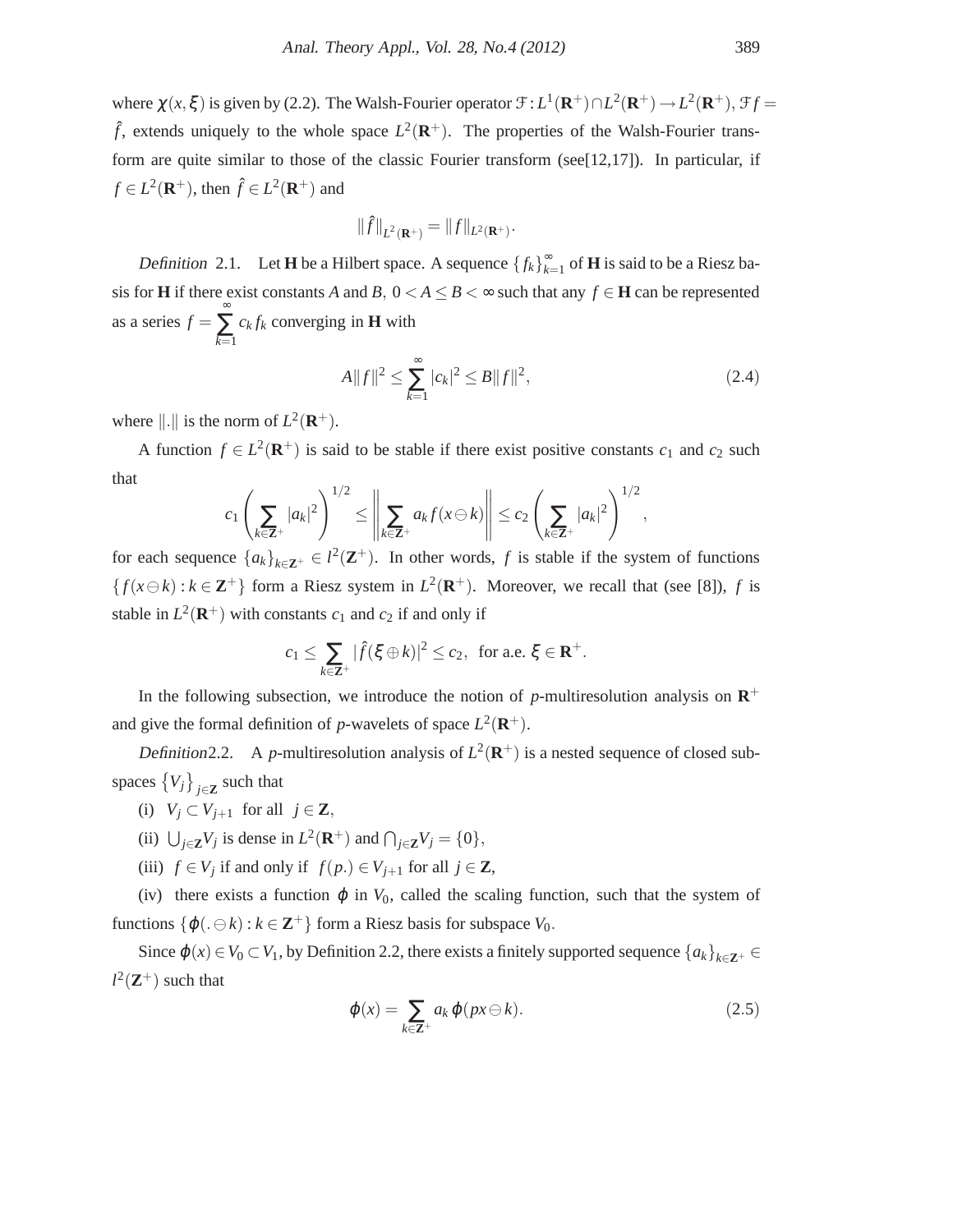where $\chi(x,\xi)$ is given by (2.2). The Walsh-Fourier operator $\mathcal{F}: L^1(\mathbf{R}^+)\cap L^2(\mathbf{R}^+)\to L^2(\mathbf{R}^+)$, $\mathcal{F}f=\hat{f}$, extends uniquely to the whole space $L^2(\mathbf{R}^+)$. The properties of the Walsh-Fourier transform are quite similar to those of the classic Fourier transform (see[12,17]). In particular, if $f\in L^2(\mathbf{R}^+)$, then $\hat{f}\in L^2(\mathbf{R}^+)$ and

$$\|\hat{f}\|_{L^2(\mathbf{R}^+)}=\|f\|_{L^2(\mathbf{R}^+)}.$$

*Definition* 2.1. Let $\mathbf{H}$ be a Hilbert space. A sequence $\{f_k\}_{k=1}^{\infty}$ of $\mathbf{H}$ is said to be a Riesz basis for $\mathbf{H}$ if there exist constants $A$ and $B$, $0<A\le B<\infty$ such that any $f\in\mathbf{H}$ can be represented as a series $f=\sum_{k=1}^{\infty}c_kf_k$ converging in $\mathbf{H}$ with

$$A\|f\|^2\le\sum_{k=1}^{\infty}|c_k|^2\le B\|f\|^2, \tag{2.4}$$

where $\|.\|$ is the norm of $L^2(\mathbf{R}^+)$.

A function $f\in L^2(\mathbf{R}^+)$ is said to be stable if there exist positive constants $c_1$ and $c_2$ such that

$$c_1\left(\sum_{k\in\mathbf{Z}^+}|a_k|^2\right)^{1/2}\le\left\|\sum_{k\in\mathbf{Z}^+}a_kf(x\ominus k)\right\|\le c_2\left(\sum_{k\in\mathbf{Z}^+}|a_k|^2\right)^{1/2},$$

for each sequence $\{a_k\}_{k\in\mathbf{Z}^+}\in l^2(\mathbf{Z}^+)$. In other words, $f$ is stable if the system of functions $\{f(x\ominus k):k\in\mathbf{Z}^+\}$ form a Riesz system in $L^2(\mathbf{R}^+)$. Moreover, we recall that (see [8]), $f$ is stable in $L^2(\mathbf{R}^+)$ with constants $c_1$ and $c_2$ if and only if

$$c_1\le\sum_{k\in\mathbf{Z}^+}|\hat{f}(\xi\oplus k)|^2\le c_2,\ \text{ for a.e. }\xi\in\mathbf{R}^+.$$

In the following subsection, we introduce the notion of $p$-multiresolution analysis on $\mathbf{R}^+$ and give the formal definition of $p$-wavelets of space $L^2(\mathbf{R}^+)$.

*Definition*2.2. A $p$-multiresolution analysis of $L^2(\mathbf{R}^+)$ is a nested sequence of closed subspaces $\{V_j\}_{j\in\mathbf{Z}}$ such that

(i) $V_j\subset V_{j+1}$ for all $j\in\mathbf{Z}$,

(ii) $\bigcup_{j\in\mathbf{Z}}V_j$ is dense in $L^2(\mathbf{R}^+)$ and $\bigcap_{j\in\mathbf{Z}}V_j=\{0\}$,

(iii) $f\in V_j$ if and only if $f(p.)\in V_{j+1}$ for all $j\in\mathbf{Z}$,

(iv) there exists a function $\varphi$ in $V_0$, called the scaling function, such that the system of functions $\{\varphi(.\ominus k):k\in\mathbf{Z}^+\}$ form a Riesz basis for subspace $V_0$.

Since $\varphi(x)\in V_0\subset V_1$, by Definition 2.2, there exists a finitely supported sequence $\{a_k\}_{k\in\mathbf{Z}^+}\in l^2(\mathbf{Z}^+)$ such that

$$\varphi(x)=\sum_{k\in\mathbf{Z}^+}a_k\,\varphi(px\ominus k). \tag{2.5}$$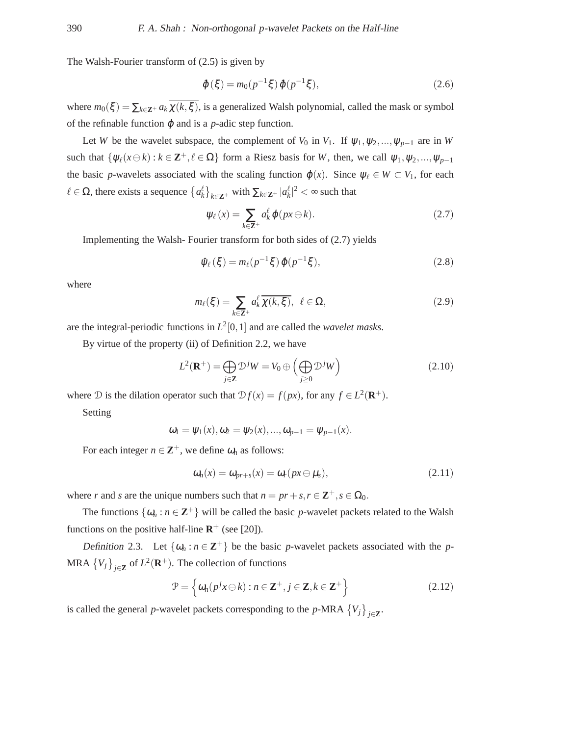The Walsh-Fourier transform of (2.5) is given by

$$\hat{\varphi}(\xi) = m_0(p^{-1}\xi)\,\hat{\varphi}(p^{-1}\xi), \tag{2.6}$$

where $m_0(\xi) = \sum_{k \in \mathbf{Z}^+} a_k \overline{\chi(k,\xi)}$, is a generalized Walsh polynomial, called the mask or symbol of the refinable function $\varphi$ and is a $p$-adic step function.

Let $W$ be the wavelet subspace, the complement of $V_0$ in $V_1$. If $\psi_1, \psi_2, ..., \psi_{p-1}$ are in $W$ such that $\{\psi_\ell(x \ominus k) : k \in \mathbf{Z}^+, \ell \in \Omega\}$ form a Riesz basis for $W$, then, we call $\psi_1, \psi_2, ..., \psi_{p-1}$ the basic $p$-wavelets associated with the scaling function $\varphi(x)$. Since $\psi_\ell \in W \subset V_1$, for each $\ell \in \Omega$, there exists a sequence $\{a_k^\ell\}_{k \in \mathbf{Z}^+}$ with $\sum_{k \in \mathbf{Z}^+} |a_k^\ell|^2 < \infty$ such that

$$\psi_\ell(x) = \sum_{k \in \mathbf{Z}^+} a_k^\ell\, \varphi(px \ominus k). \tag{2.7}$$

Implementing the Walsh- Fourier transform for both sides of (2.7) yields

$$\hat{\psi}_\ell(\xi) = m_\ell(p^{-1}\xi)\,\hat{\varphi}(p^{-1}\xi), \tag{2.8}$$

where

$$m_\ell(\xi) = \sum_{k \in \mathbf{Z}^+} a_k^\ell\, \overline{\chi(k,\xi)}, \quad \ell \in \Omega, \tag{2.9}$$

are the integral-periodic functions in $L^2[0,1]$ and are called the *wavelet masks*.

By virtue of the property (ii) of Definition 2.2, we have

$$L^2(\mathbf{R}^+) = \bigoplus_{j \in \mathbf{Z}} \mathcal{D}^j W = V_0 \oplus \Big( \bigoplus_{j \geq 0} \mathcal{D}^j W \Big) \tag{2.10}$$

where $\mathcal{D}$ is the dilation operator such that $\mathcal{D} f(x) = f(px)$, for any $f \in L^2(\mathbf{R}^+)$.

Setting

$$\omega_1 = \psi_1(x), \omega_2 = \psi_2(x), ..., \omega_{p-1} = \psi_{p-1}(x).$$

For each integer $n \in \mathbf{Z}^+$, we define $\omega_n$ as follows:

$$\omega_n(x) = \omega_{pr+s}(x) = \omega_r(px \ominus \mu_s), \tag{2.11}$$

where $r$ and $s$ are the unique numbers such that $n = pr + s, r \in \mathbf{Z}^+, s \in \Omega_0$.

The functions $\{\omega_n : n \in \mathbf{Z}^+\}$ will be called the basic $p$-wavelet packets related to the Walsh functions on the positive half-line $\mathbf{R}^+$ (see [20]).

*Definition* 2.3. Let $\{\omega_n : n \in \mathbf{Z}^+\}$ be the basic $p$-wavelet packets associated with the $p$-MRA $\{V_j\}_{j \in \mathbf{Z}}$ of $L^2(\mathbf{R}^+)$. The collection of functions

$$\mathcal{P} = \Big\{ \omega_n(p^j x \ominus k) : n \in \mathbf{Z}^+, j \in \mathbf{Z}, k \in \mathbf{Z}^+ \Big\} \tag{2.12}$$

is called the general $p$-wavelet packets corresponding to the $p$-MRA $\{V_j\}_{j \in \mathbf{Z}}$.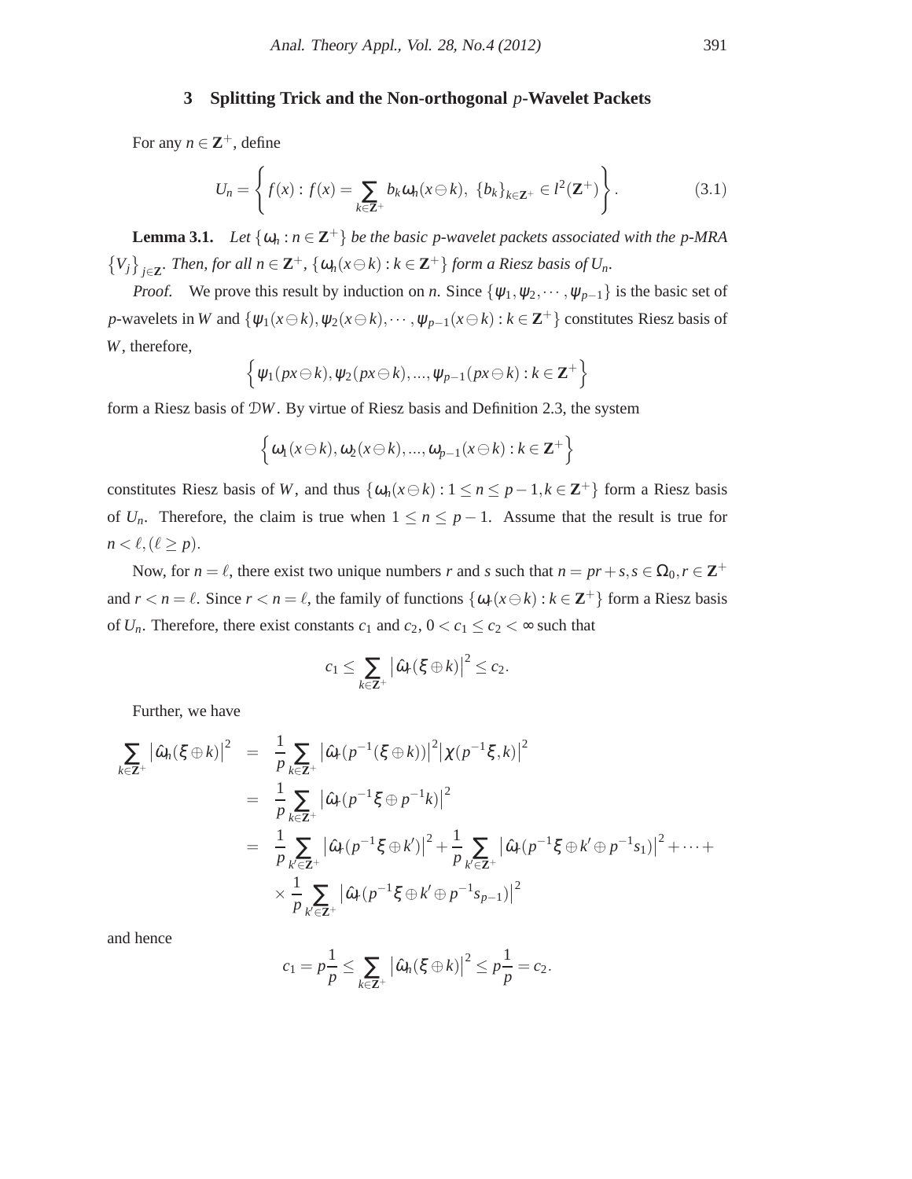## 3 Splitting Trick and the Non-orthogonal $p$-Wavelet Packets

For any $n \in \mathbf{Z}^+$, define

$$U_n = \left\{ f(x) : f(x) = \sum_{k \in \mathbf{Z}^+} b_k \omega_n(x \ominus k), \ \{b_k\}_{k \in \mathbf{Z}^+} \in l^2(\mathbf{Z}^+) \right\}. \tag{3.1}$$

**Lemma 3.1.** *Let $\{\omega_n : n \in \mathbf{Z}^+\}$ be the basic $p$-wavelet packets associated with the $p$-MRA $\{V_j\}_{j \in \mathbf{Z}}$. Then, for all $n \in \mathbf{Z}^+$, $\{\omega_n(x \ominus k) : k \in \mathbf{Z}^+\}$ form a Riesz basis of $U_n$.*

*Proof.* We prove this result by induction on $n$. Since $\{\psi_1, \psi_2, \cdots, \psi_{p-1}\}$ is the basic set of $p$-wavelets in $W$ and $\{\psi_1(x \ominus k), \psi_2(x \ominus k), \cdots, \psi_{p-1}(x \ominus k) : k \in \mathbf{Z}^+\}$ constitutes Riesz basis of $W$, therefore,

$$\left\{ \psi_1(px \ominus k), \psi_2(px \ominus k), ..., \psi_{p-1}(px \ominus k) : k \in \mathbf{Z}^+ \right\}$$

form a Riesz basis of $\mathcal{D}W$. By virtue of Riesz basis and Definition 2.3, the system

$$\left\{ \omega_1(x \ominus k), \omega_2(x \ominus k), ..., \omega_{p-1}(x \ominus k) : k \in \mathbf{Z}^+ \right\}$$

constitutes Riesz basis of $W$, and thus $\{\omega_n(x \ominus k) : 1 \le n \le p-1, k \in \mathbf{Z}^+\}$ form a Riesz basis of $U_n$. Therefore, the claim is true when $1 \le n \le p-1$. Assume that the result is true for $n < \ell, (\ell \ge p)$.

Now, for $n = \ell$, there exist two unique numbers $r$ and $s$ such that $n = pr + s, s \in \Omega_0, r \in \mathbf{Z}^+$ and $r < n = \ell$. Since $r < n = \ell$, the family of functions $\{\omega_r(x \ominus k) : k \in \mathbf{Z}^+\}$ form a Riesz basis of $U_n$. Therefore, there exist constants $c_1$ and $c_2$, $0 < c_1 \le c_2 < \infty$ such that

$$c_1 \le \sum_{k \in \mathbf{Z}^+} \left| \hat{\omega}_r(\xi \oplus k) \right|^2 \le c_2.$$

Further, we have

$$\begin{aligned}
\sum_{k \in \mathbf{Z}^+} \left| \hat{\omega}_n(\xi \oplus k) \right|^2 &= \frac{1}{p} \sum_{k \in \mathbf{Z}^+} \left| \hat{\omega}_r(p^{-1}(\xi \oplus k)) \right|^2 \left| \chi(p^{-1}\xi, k) \right|^2 \\
&= \frac{1}{p} \sum_{k \in \mathbf{Z}^+} \left| \hat{\omega}_r(p^{-1}\xi \oplus p^{-1}k) \right|^2 \\
&= \frac{1}{p} \sum_{k' \in \mathbf{Z}^+} \left| \hat{\omega}_r(p^{-1}\xi \oplus k') \right|^2 + \frac{1}{p} \sum_{k' \in \mathbf{Z}^+} \left| \hat{\omega}_r(p^{-1}\xi \oplus k' \oplus p^{-1}s_1) \right|^2 + \cdots + \\
&\quad \times \frac{1}{p} \sum_{k' \in \mathbf{Z}^+} \left| \hat{\omega}_r(p^{-1}\xi \oplus k' \oplus p^{-1}s_{p-1}) \right|^2
\end{aligned}$$

and hence

$$c_1 = p\frac{1}{p} \le \sum_{k \in \mathbf{Z}^+} \left| \hat{\omega}_n(\xi \oplus k) \right|^2 \le p\frac{1}{p} = c_2.$$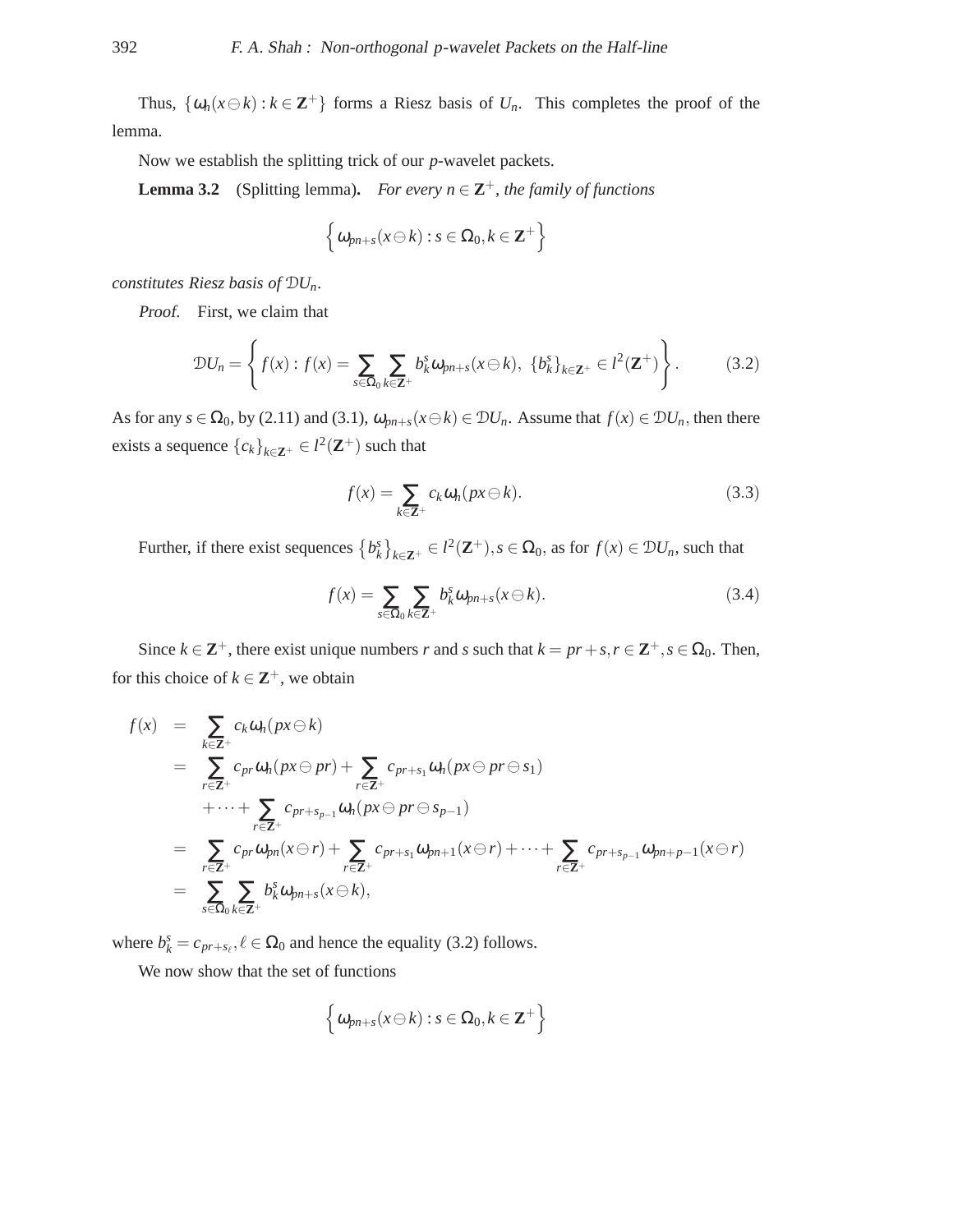Thus, $\{\omega_n(x \ominus k) : k \in \mathbf{Z}^+\}$ forms a Riesz basis of $U_n$. This completes the proof of the lemma.

Now we establish the splitting trick of our $p$-wavelet packets.

**Lemma 3.2** (Splitting lemma). *For every $n \in \mathbf{Z}^+$, the family of functions*

$$\left\{ \omega_{pn+s}(x \ominus k) : s \in \Omega_0, k \in \mathbf{Z}^+ \right\}$$

*constitutes Riesz basis of $\mathcal{D}U_n$.*

*Proof.* First, we claim that

$$\mathcal{D}U_n = \left\{ f(x) : f(x) = \sum_{s \in \Omega_0} \sum_{k \in \mathbf{Z}^+} b_k^s \omega_{pn+s}(x \ominus k), \ \{b_k^s\}_{k \in \mathbf{Z}^+} \in l^2(\mathbf{Z}^+) \right\}. \tag{3.2}$$

As for any $s \in \Omega_0$, by (2.11) and (3.1), $\omega_{pn+s}(x \ominus k) \in \mathcal{D}U_n$. Assume that $f(x) \in \mathcal{D}U_n$, then there exists a sequence $\{c_k\}_{k \in \mathbf{Z}^+} \in l^2(\mathbf{Z}^+)$ such that

$$f(x) = \sum_{k \in \mathbf{Z}^+} c_k \omega_n(px \ominus k). \tag{3.3}$$

Further, if there exist sequences $\{b_k^s\}_{k \in \mathbf{Z}^+} \in l^2(\mathbf{Z}^+), s \in \Omega_0$, as for $f(x) \in \mathcal{D}U_n$, such that

$$f(x) = \sum_{s \in \Omega_0} \sum_{k \in \mathbf{Z}^+} b_k^s \omega_{pn+s}(x \ominus k). \tag{3.4}$$

Since $k \in \mathbf{Z}^+$, there exist unique numbers $r$ and $s$ such that $k = pr + s, r \in \mathbf{Z}^+, s \in \Omega_0$. Then, for this choice of $k \in \mathbf{Z}^+$, we obtain

$$\begin{aligned}
f(x) &= \sum_{k \in \mathbf{Z}^+} c_k \omega_n(px \ominus k) \\
&= \sum_{r \in \mathbf{Z}^+} c_{pr} \omega_n(px \ominus pr) + \sum_{r \in \mathbf{Z}^+} c_{pr+s_1} \omega_n(px \ominus pr \ominus s_1) \\
&\quad + \cdots + \sum_{r \in \mathbf{Z}^+} c_{pr+s_{p-1}} \omega_n(px \ominus pr \ominus s_{p-1}) \\
&= \sum_{r \in \mathbf{Z}^+} c_{pr} \omega_{pn}(x \ominus r) + \sum_{r \in \mathbf{Z}^+} c_{pr+s_1} \omega_{pn+1}(x \ominus r) + \cdots + \sum_{r \in \mathbf{Z}^+} c_{pr+s_{p-1}} \omega_{pn+p-1}(x \ominus r) \\
&= \sum_{s \in \Omega_0} \sum_{k \in \mathbf{Z}^+} b_k^s \omega_{pn+s}(x \ominus k),
\end{aligned}$$

where $b_k^s = c_{pr+s_\ell}, \ell \in \Omega_0$ and hence the equality (3.2) follows.

We now show that the set of functions

$$\left\{ \omega_{pn+s}(x \ominus k) : s \in \Omega_0, k \in \mathbf{Z}^+ \right\}$$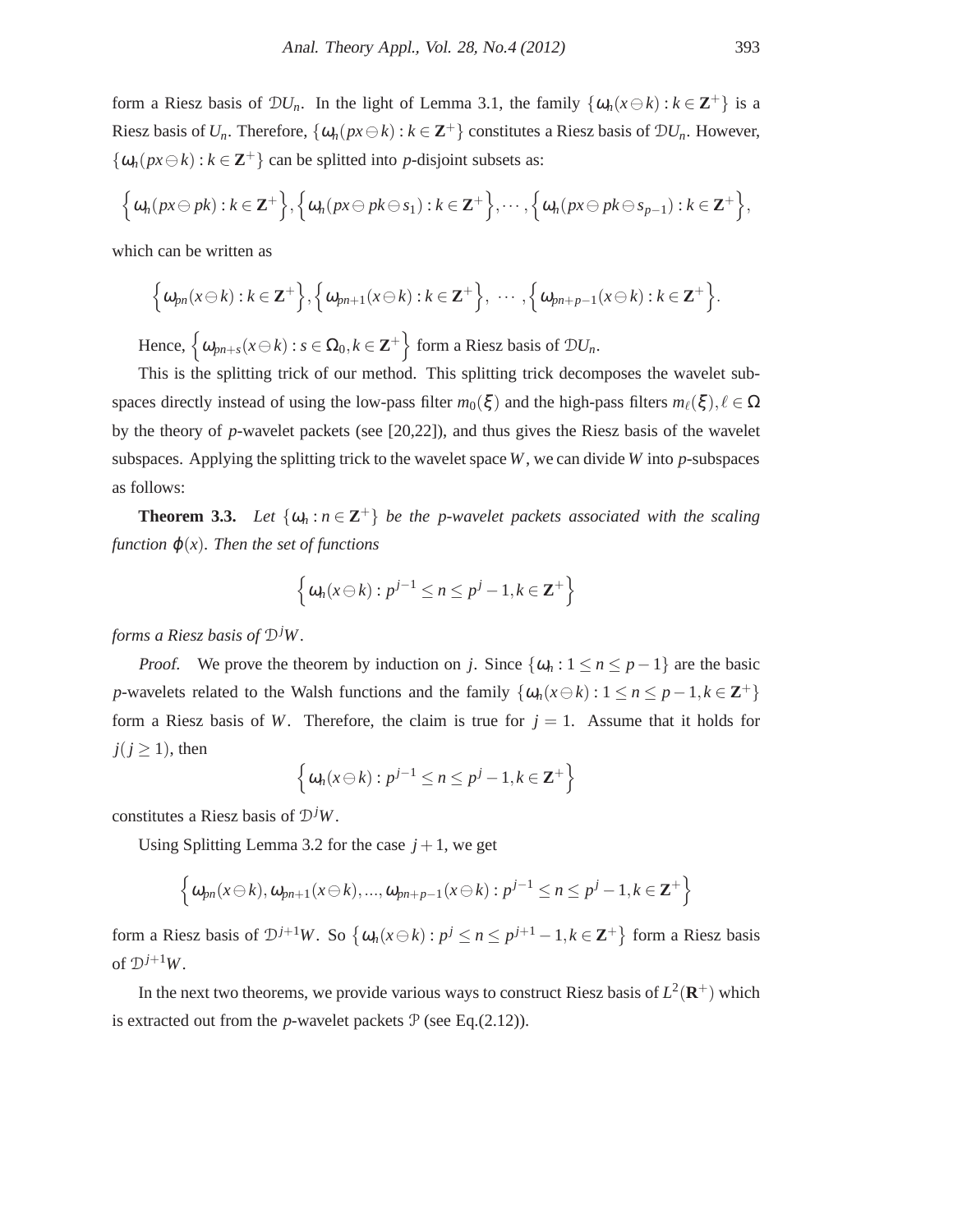form a Riesz basis of $\mathcal{D}U_n$. In the light of Lemma 3.1, the family $\{\omega_n(x\ominus k) : k \in \mathbf{Z}^+\}$ is a Riesz basis of $U_n$. Therefore, $\{\omega_n(px\ominus k) : k \in \mathbf{Z}^+\}$ constitutes a Riesz basis of $\mathcal{D}U_n$. However, $\{\omega_n(px\ominus k) : k \in \mathbf{Z}^+\}$ can be splitted into $p$-disjoint subsets as:

$$\Big\{\omega_n(px\ominus pk) : k \in \mathbf{Z}^+\Big\}, \Big\{\omega_n(px\ominus pk\ominus s_1) : k \in \mathbf{Z}^+\Big\}, \cdots, \Big\{\omega_n(px\ominus pk\ominus s_{p-1}) : k \in \mathbf{Z}^+\Big\},$$

which can be written as

$$\Big\{\omega_{pn}(x\ominus k) : k \in \mathbf{Z}^+\Big\}, \Big\{\omega_{pn+1}(x\ominus k) : k \in \mathbf{Z}^+\Big\}, \ \cdots, \Big\{\omega_{pn+p-1}(x\ominus k) : k \in \mathbf{Z}^+\Big\}.$$

Hence, $\Big\{\omega_{pn+s}(x\ominus k) : s \in \Omega_0, k \in \mathbf{Z}^+\Big\}$ form a Riesz basis of $\mathcal{D}U_n$.

This is the splitting trick of our method. This splitting trick decomposes the wavelet subspaces directly instead of using the low-pass filter $m_0(\xi)$ and the high-pass filters $m_\ell(\xi), \ell \in \Omega$ by the theory of $p$-wavelet packets (see [20,22]), and thus gives the Riesz basis of the wavelet subspaces. Applying the splitting trick to the wavelet space $W$, we can divide $W$ into $p$-subspaces as follows:

**Theorem 3.3.** *Let $\{\omega_n : n \in \mathbf{Z}^+\}$ be the p-wavelet packets associated with the scaling function $\varphi(x)$. Then the set of functions*

$$\Big\{\omega_n(x\ominus k) : p^{j-1} \le n \le p^j - 1, k \in \mathbf{Z}^+\Big\}$$

*forms a Riesz basis of $\mathcal{D}^jW$.*

*Proof.* We prove the theorem by induction on $j$. Since $\{\omega_n : 1 \le n \le p-1\}$ are the basic $p$-wavelets related to the Walsh functions and the family $\{\omega_n(x\ominus k) : 1 \le n \le p-1, k \in \mathbf{Z}^+\}$ form a Riesz basis of $W$. Therefore, the claim is true for $j = 1$. Assume that it holds for $j (j \ge 1)$, then

$$\Big\{\omega_n(x\ominus k) : p^{j-1} \le n \le p^j - 1, k \in \mathbf{Z}^+\Big\}$$

constitutes a Riesz basis of $\mathcal{D}^jW$.

Using Splitting Lemma 3.2 for the case $j+1$, we get

$$\Big\{\omega_{pn}(x\ominus k), \omega_{pn+1}(x\ominus k), ..., \omega_{pn+p-1}(x\ominus k) : p^{j-1} \le n \le p^j - 1, k \in \mathbf{Z}^+\Big\}$$

form a Riesz basis of $\mathcal{D}^{j+1}W$. So $\big\{\omega_n(x\ominus k) : p^j \le n \le p^{j+1} - 1, k \in \mathbf{Z}^+\big\}$ form a Riesz basis of $\mathcal{D}^{j+1}W$.

In the next two theorems, we provide various ways to construct Riesz basis of $L^2(\mathbf{R}^+)$ which is extracted out from the $p$-wavelet packets $\mathcal{P}$ (see Eq.(2.12)).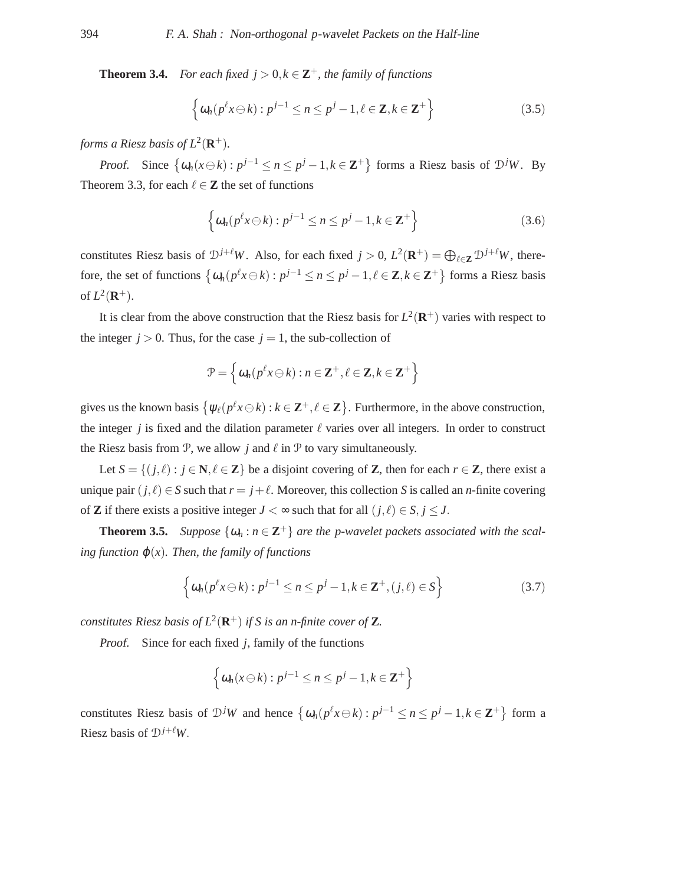**Theorem 3.4.** *For each fixed $j > 0, k \in \mathbf{Z}^+$, the family of functions*

$$\left\{ \omega_n(p^\ell x \ominus k) : p^{j-1} \leq n \leq p^j - 1, \ell \in \mathbf{Z}, k \in \mathbf{Z}^+ \right\} \tag{3.5}$$

*forms a Riesz basis of $L^2(\mathbf{R}^+)$.*

*Proof.* Since $\left\{ \omega_n(x \ominus k) : p^{j-1} \leq n \leq p^j - 1, k \in \mathbf{Z}^+ \right\}$ forms a Riesz basis of $\mathcal{D}^j W$. By Theorem 3.3, for each $\ell \in \mathbf{Z}$ the set of functions

$$\left\{ \omega_n(p^\ell x \ominus k) : p^{j-1} \leq n \leq p^j - 1, k \in \mathbf{Z}^+ \right\} \tag{3.6}$$

constitutes Riesz basis of $\mathcal{D}^{j+\ell} W$. Also, for each fixed $j > 0$, $L^2(\mathbf{R}^+) = \bigoplus_{\ell \in \mathbf{Z}} \mathcal{D}^{j+\ell} W$, therefore, the set of functions $\left\{ \omega_n(p^\ell x \ominus k) : p^{j-1} \leq n \leq p^j - 1, \ell \in \mathbf{Z}, k \in \mathbf{Z}^+ \right\}$ forms a Riesz basis of $L^2(\mathbf{R}^+)$.

It is clear from the above construction that the Riesz basis for $L^2(\mathbf{R}^+)$ varies with respect to the integer $j > 0$. Thus, for the case $j = 1$, the sub-collection of

$$\mathcal{P} = \left\{ \omega_n(p^\ell x \ominus k) : n \in \mathbf{Z}^+, \ell \in \mathbf{Z}, k \in \mathbf{Z}^+ \right\}$$

gives us the known basis $\left\{ \psi_\ell(p^\ell x \ominus k) : k \in \mathbf{Z}^+, \ell \in \mathbf{Z} \right\}$. Furthermore, in the above construction, the integer $j$ is fixed and the dilation parameter $\ell$ varies over all integers. In order to construct the Riesz basis from $\mathcal{P}$, we allow $j$ and $\ell$ in $\mathcal{P}$ to vary simultaneously.

Let $S = \{(j, \ell) : j \in \mathbf{N}, \ell \in \mathbf{Z}\}$ be a disjoint covering of $\mathbf{Z}$, then for each $r \in \mathbf{Z}$, there exist a unique pair $(j, \ell) \in S$ such that $r = j + \ell$. Moreover, this collection $S$ is called an *n*-finite covering of $\mathbf{Z}$ if there exists a positive integer $J < \infty$ such that for all $(j, \ell) \in S, j \leq J$.

**Theorem 3.5.** *Suppose $\{\omega_n : n \in \mathbf{Z}^+\}$ are the p-wavelet packets associated with the scaling function $\varphi(x)$. Then, the family of functions*

$$\left\{ \omega_n(p^\ell x \ominus k) : p^{j-1} \leq n \leq p^j - 1, k \in \mathbf{Z}^+, (j, \ell) \in S \right\} \tag{3.7}$$

*constitutes Riesz basis of $L^2(\mathbf{R}^+)$ if $S$ is an n-finite cover of $\mathbf{Z}$.*

*Proof.* Since for each fixed $j$, family of the functions

$$\left\{ \omega_n(x \ominus k) : p^{j-1} \leq n \leq p^j - 1, k \in \mathbf{Z}^+ \right\}$$

constitutes Riesz basis of $\mathcal{D}^j W$ and hence $\left\{ \omega_n(p^\ell x \ominus k) : p^{j-1} \leq n \leq p^j - 1, k \in \mathbf{Z}^+ \right\}$ form a Riesz basis of $\mathcal{D}^{j+\ell} W$.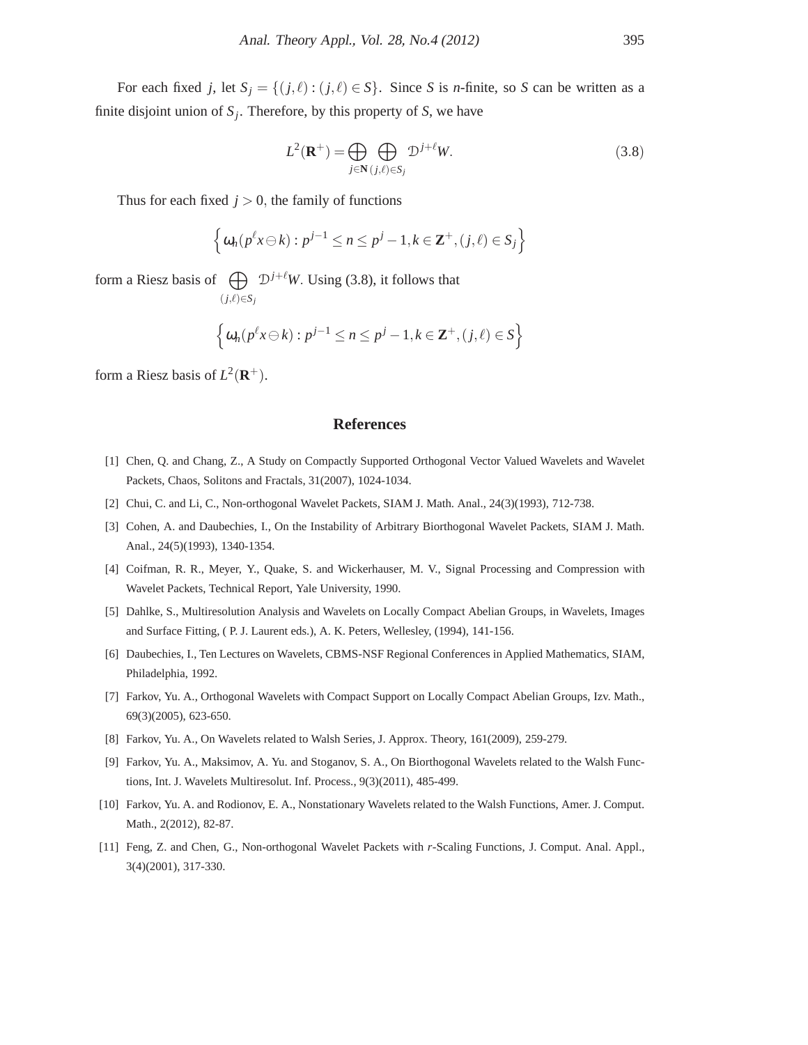For each fixed $j$, let $S_j = \{(j,\ell) : (j,\ell) \in S\}$. Since $S$ is $n$-finite, so $S$ can be written as a finite disjoint union of $S_j$. Therefore, by this property of $S$, we have

$$L^2(\mathbf{R}^+) = \bigoplus_{j\in\mathbf{N}} \bigoplus_{(j,\ell)\in S_j} \mathcal{D}^{j+\ell} W. \tag{3.8}$$

Thus for each fixed $j > 0$, the family of functions

$$\left\{ \omega_n(p^\ell x \ominus k) : p^{j-1} \le n \le p^j - 1, k \in \mathbf{Z}^+, (j,\ell) \in S_j \right\}$$

form a Riesz basis of $\bigoplus_{(j,\ell)\in S_j} \mathcal{D}^{j+\ell} W$. Using (3.8), it follows that

$$\left\{ \omega_n(p^\ell x \ominus k) : p^{j-1} \le n \le p^j - 1, k \in \mathbf{Z}^+, (j,\ell) \in S \right\}$$

form a Riesz basis of $L^2(\mathbf{R}^+)$.

## References

[1] Chen, Q. and Chang, Z., A Study on Compactly Supported Orthogonal Vector Valued Wavelets and Wavelet Packets, Chaos, Solitons and Fractals, 31(2007), 1024-1034.

[2] Chui, C. and Li, C., Non-orthogonal Wavelet Packets, SIAM J. Math. Anal., 24(3)(1993), 712-738.

[3] Cohen, A. and Daubechies, I., On the Instability of Arbitrary Biorthogonal Wavelet Packets, SIAM J. Math. Anal., 24(5)(1993), 1340-1354.

[4] Coifman, R. R., Meyer, Y., Quake, S. and Wickerhauser, M. V., Signal Processing and Compression with Wavelet Packets, Technical Report, Yale University, 1990.

[5] Dahlke, S., Multiresolution Analysis and Wavelets on Locally Compact Abelian Groups, in Wavelets, Images and Surface Fitting, ( P. J. Laurent eds.), A. K. Peters, Wellesley, (1994), 141-156.

[6] Daubechies, I., Ten Lectures on Wavelets, CBMS-NSF Regional Conferences in Applied Mathematics, SIAM, Philadelphia, 1992.

[7] Farkov, Yu. A., Orthogonal Wavelets with Compact Support on Locally Compact Abelian Groups, Izv. Math., 69(3)(2005), 623-650.

[8] Farkov, Yu. A., On Wavelets related to Walsh Series, J. Approx. Theory, 161(2009), 259-279.

[9] Farkov, Yu. A., Maksimov, A. Yu. and Stoganov, S. A., On Biorthogonal Wavelets related to the Walsh Functions, Int. J. Wavelets Multiresolut. Inf. Process., 9(3)(2011), 485-499.

[10] Farkov, Yu. A. and Rodionov, E. A., Nonstationary Wavelets related to the Walsh Functions, Amer. J. Comput. Math., 2(2012), 82-87.

[11] Feng, Z. and Chen, G., Non-orthogonal Wavelet Packets with $r$-Scaling Functions, J. Comput. Anal. Appl., 3(4)(2001), 317-330.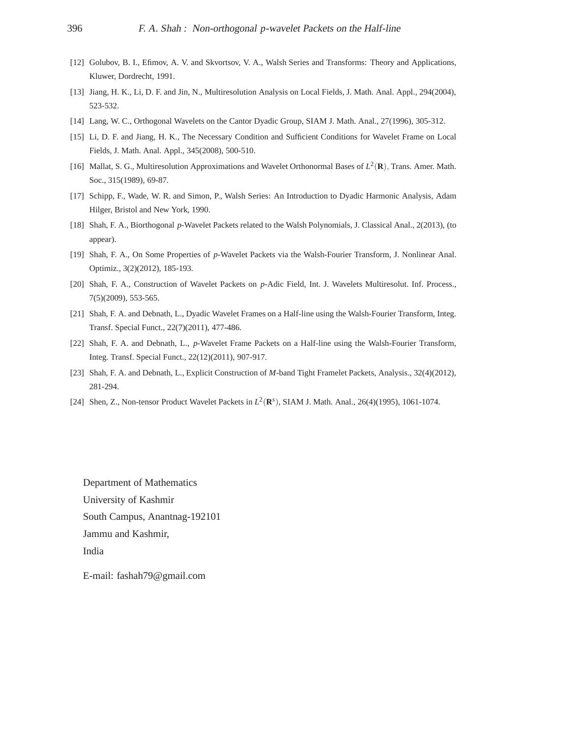[12] Golubov, B. I., Efimov, A. V. and Skvortsov, V. A., Walsh Series and Transforms: Theory and Applications, Kluwer, Dordrecht, 1991.

[13] Jiang, H. K., Li, D. F. and Jin, N., Multiresolution Analysis on Local Fields, J. Math. Anal. Appl., 294(2004), 523-532.

[14] Lang, W. C., Orthogonal Wavelets on the Cantor Dyadic Group, SIAM J. Math. Anal., 27(1996), 305-312.

[15] Li, D. F. and Jiang, H. K., The Necessary Condition and Sufficient Conditions for Wavelet Frame on Local Fields, J. Math. Anal. Appl., 345(2008), 500-510.

[16] Mallat, S. G., Multiresolution Approximations and Wavelet Orthonormal Bases of $L^2(\mathbf{R})$, Trans. Amer. Math. Soc., 315(1989), 69-87.

[17] Schipp, F., Wade, W. R. and Simon, P., Walsh Series: An Introduction to Dyadic Harmonic Analysis, Adam Hilger, Bristol and New York, 1990.

[18] Shah, F. A., Biorthogonal $p$-Wavelet Packets related to the Walsh Polynomials, J. Classical Anal., 2(2013), (to appear).

[19] Shah, F. A., On Some Properties of $p$-Wavelet Packets via the Walsh-Fourier Transform, J. Nonlinear Anal. Optimiz., 3(2)(2012), 185-193.

[20] Shah, F. A., Construction of Wavelet Packets on $p$-Adic Field, Int. J. Wavelets Multiresolut. Inf. Process., 7(5)(2009), 553-565.

[21] Shah, F. A. and Debnath, L., Dyadic Wavelet Frames on a Half-line using the Walsh-Fourier Transform, Integ. Transf. Special Funct., 22(7)(2011), 477-486.

[22] Shah, F. A. and Debnath, L., $p$-Wavelet Frame Packets on a Half-line using the Walsh-Fourier Transform, Integ. Transf. Special Funct., 22(12)(2011), 907-917.

[23] Shah, F. A. and Debnath, L., Explicit Construction of $M$-band Tight Framelet Packets, Analysis., 32(4)(2012), 281-294.

[24] Shen, Z., Non-tensor Product Wavelet Packets in $L^2(\mathbf{R}^s)$, SIAM J. Math. Anal., 26(4)(1995), 1061-1074.

Department of Mathematics
University of Kashmir
South Campus, Anantnag-192101
Jammu and Kashmir,
India

E-mail: fashah79@gmail.com